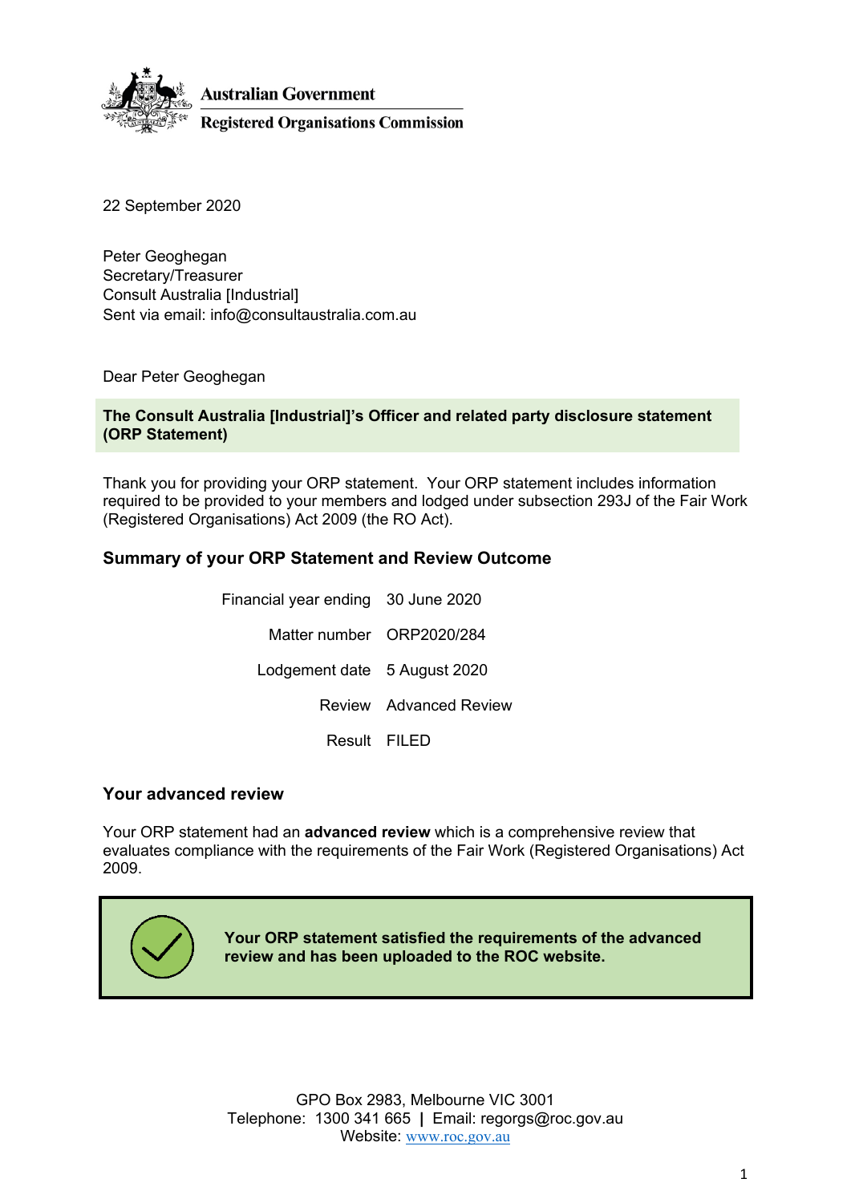Australian Government
Registered Organisations Commission

22 September 2020

Peter Geoghegan
Secretary/Treasurer
Consult Australia [Industrial]
Sent via email: info@consultaustralia.com.au

Dear Peter Geoghegan

**The Consult Australia [Industrial]'s Officer and related party disclosure statement (ORP Statement)**

Thank you for providing your ORP statement. Your ORP statement includes information required to be provided to your members and lodged under subsection 293J of the Fair Work (Registered Organisations) Act 2009 (the RO Act).

## Summary of your ORP Statement and Review Outcome

| | |
|---|---|
| Financial year ending | 30 June 2020 |
| Matter number | ORP2020/284 |
| Lodgement date | 5 August 2020 |
| Review | Advanced Review |
| Result | FILED |

## Your advanced review

Your ORP statement had an **advanced review** which is a comprehensive review that evaluates compliance with the requirements of the Fair Work (Registered Organisations) Act 2009.

**Your ORP statement satisfied the requirements of the advanced review and has been uploaded to the ROC website.**

GPO Box 2983, Melbourne VIC 3001
Telephone: 1300 341 665 | Email: regorgs@roc.gov.au
Website: www.roc.gov.au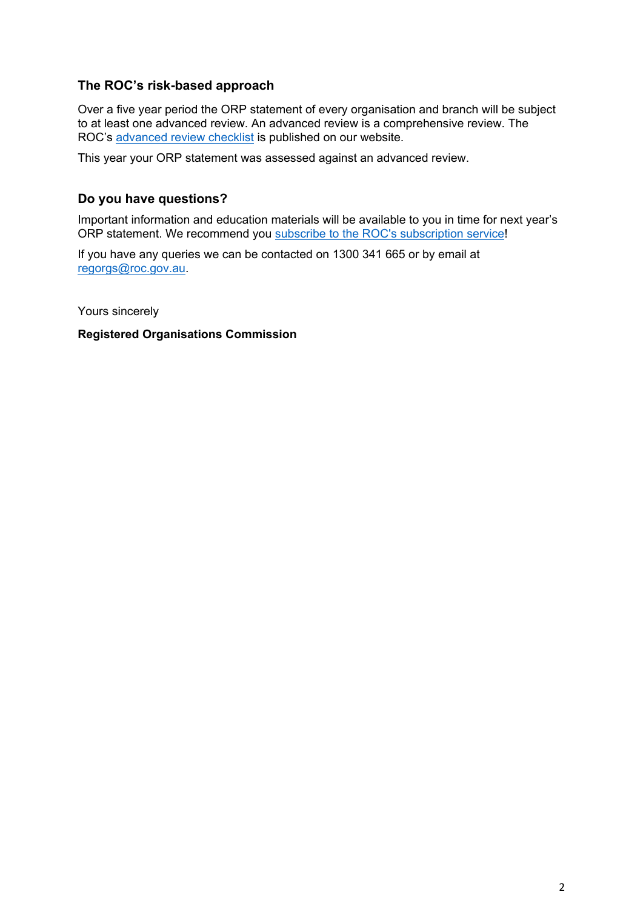## The ROC's risk-based approach

Over a five year period the ORP statement of every organisation and branch will be subject to at least one advanced review. An advanced review is a comprehensive review. The ROC's advanced review checklist is published on our website.

This year your ORP statement was assessed against an advanced review.

## Do you have questions?

Important information and education materials will be available to you in time for next year's ORP statement. We recommend you subscribe to the ROC's subscription service!

If you have any queries we can be contacted on 1300 341 665 or by email at regorgs@roc.gov.au.

Yours sincerely

**Registered Organisations Commission**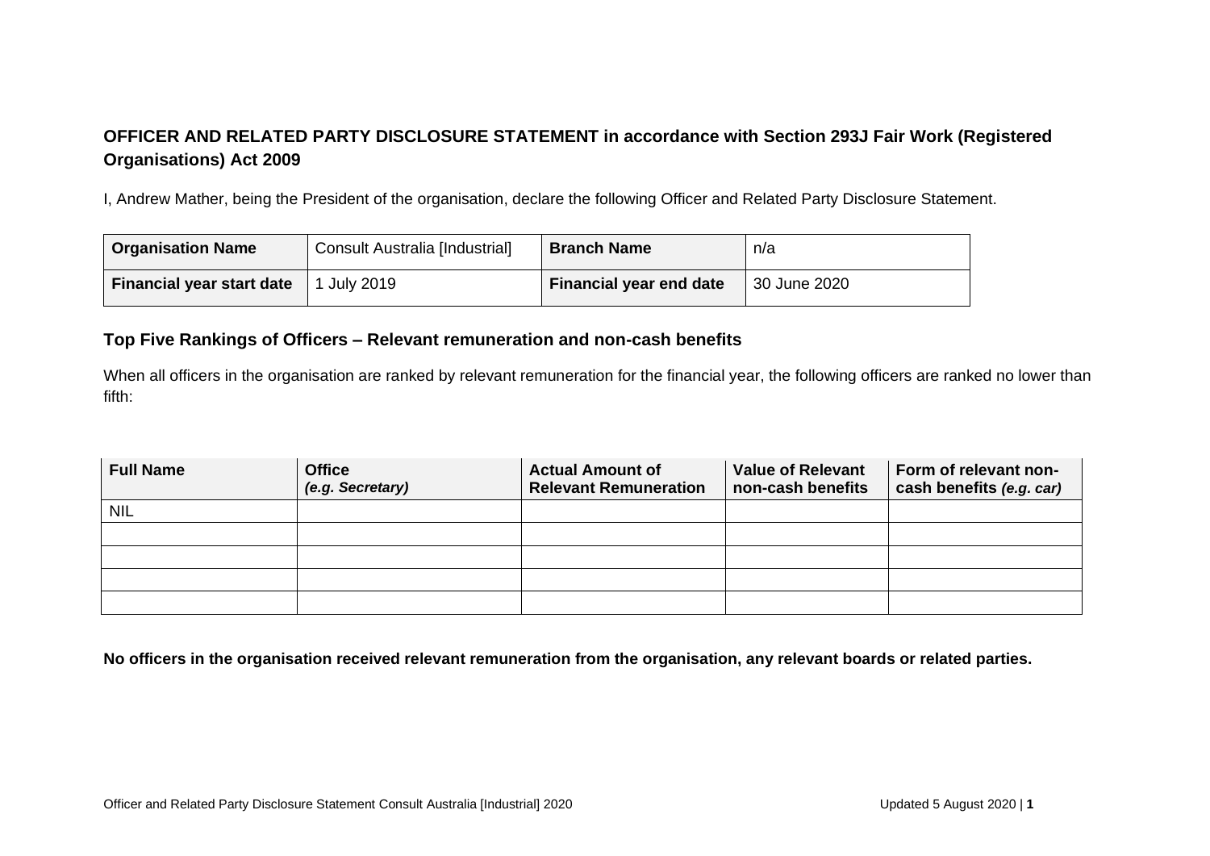**OFFICER AND RELATED PARTY DISCLOSURE STATEMENT in accordance with Section 293J Fair Work (Registered Organisations) Act 2009**

I, Andrew Mather, being the President of the organisation, declare the following Officer and Related Party Disclosure Statement.

| **Organisation Name** | Consult Australia [Industrial] | **Branch Name** | n/a |
|---|---|---|---|
| **Financial year start date** | 1 July 2019 | **Financial year end date** | 30 June 2020 |

## Top Five Rankings of Officers – Relevant remuneration and non-cash benefits

When all officers in the organisation are ranked by relevant remuneration for the financial year, the following officers are ranked no lower than fifth:

| **Full Name** | **Office** ***(e.g. Secretary)*** | **Actual Amount of Relevant Remuneration** | **Value of Relevant non-cash benefits** | **Form of relevant non-cash benefits** ***(e.g. car)*** |
|---|---|---|---|---|
| NIL | | | | |
| | | | | |
| | | | | |
| | | | | |
| | | | | |

**No officers in the organisation received relevant remuneration from the organisation, any relevant boards or related parties.**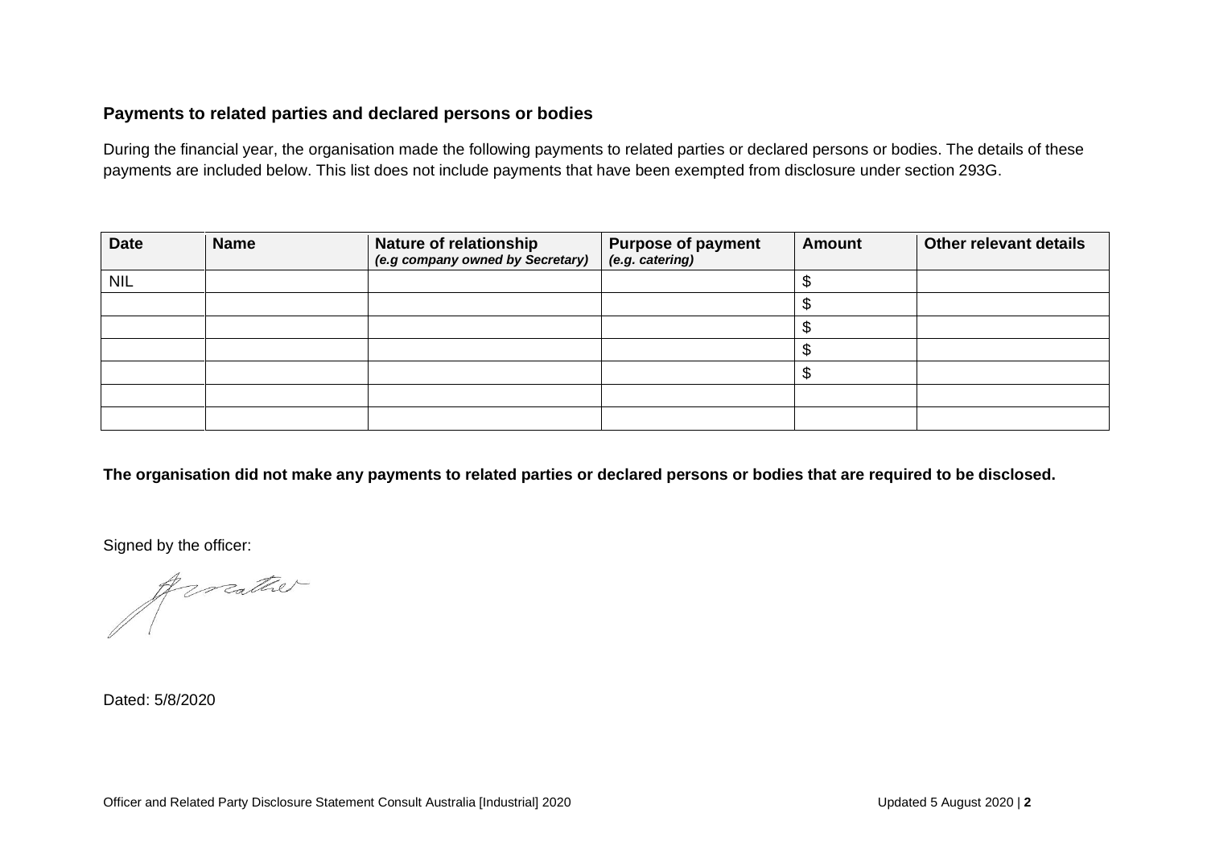## Payments to related parties and declared persons or bodies

During the financial year, the organisation made the following payments to related parties or declared persons or bodies. The details of these payments are included below. This list does not include payments that have been exempted from disclosure under section 293G.

| Date | Name | Nature of relationship *(e.g company owned by Secretary)* | Purpose of payment *(e.g. catering)* | Amount | Other relevant details |
|---|---|---|---|---|---|
| NIL | | | | $ | |
| | | | | $ | |
| | | | | $ | |
| | | | | $ | |
| | | | | $ | |
| | | | | | |
| | | | | | |

**The organisation did not make any payments to related parties or declared persons or bodies that are required to be disclosed.**

Signed by the officer:

Dated: 5/8/2020